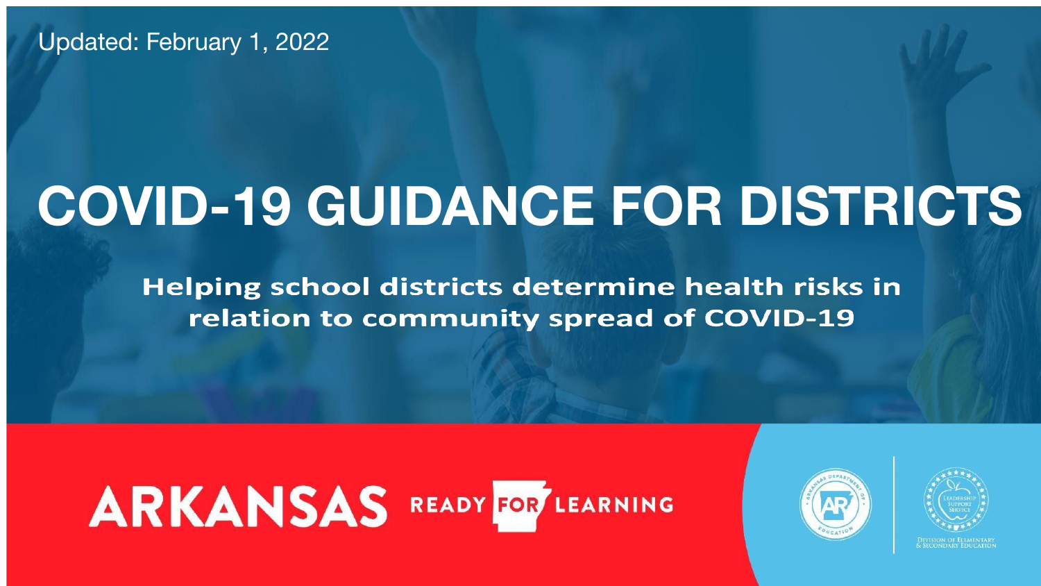Updated: February 1, 2022

# COVID-19 GUIDANCE FOR DISTRICTS

**Helping school districts determine health risks in relation to community spread of COVID-19**

ARKANSAS READY FOR LEARNING

Division of Elementary & Secondary Education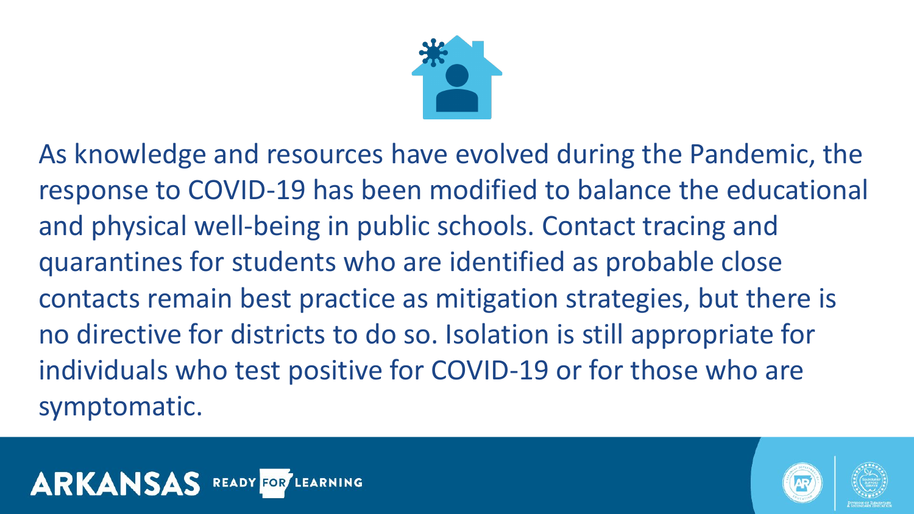As knowledge and resources have evolved during the Pandemic, the response to COVID-19 has been modified to balance the educational and physical well-being in public schools. Contact tracing and quarantines for students who are identified as probable close contacts remain best practice as mitigation strategies, but there is no directive for districts to do so. Isolation is still appropriate for individuals who test positive for COVID-19 or for those who are symptomatic.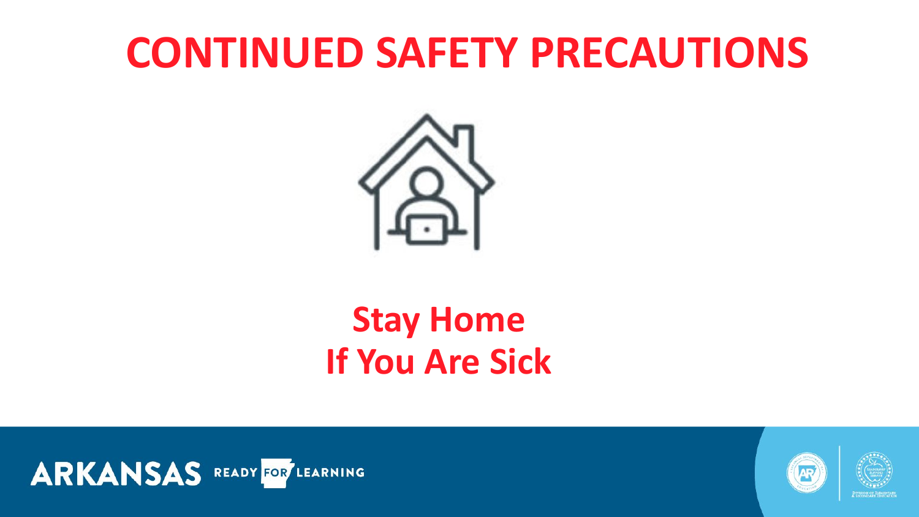# CONTINUED SAFETY PRECAUTIONS

**Stay Home**
**If You Are Sick**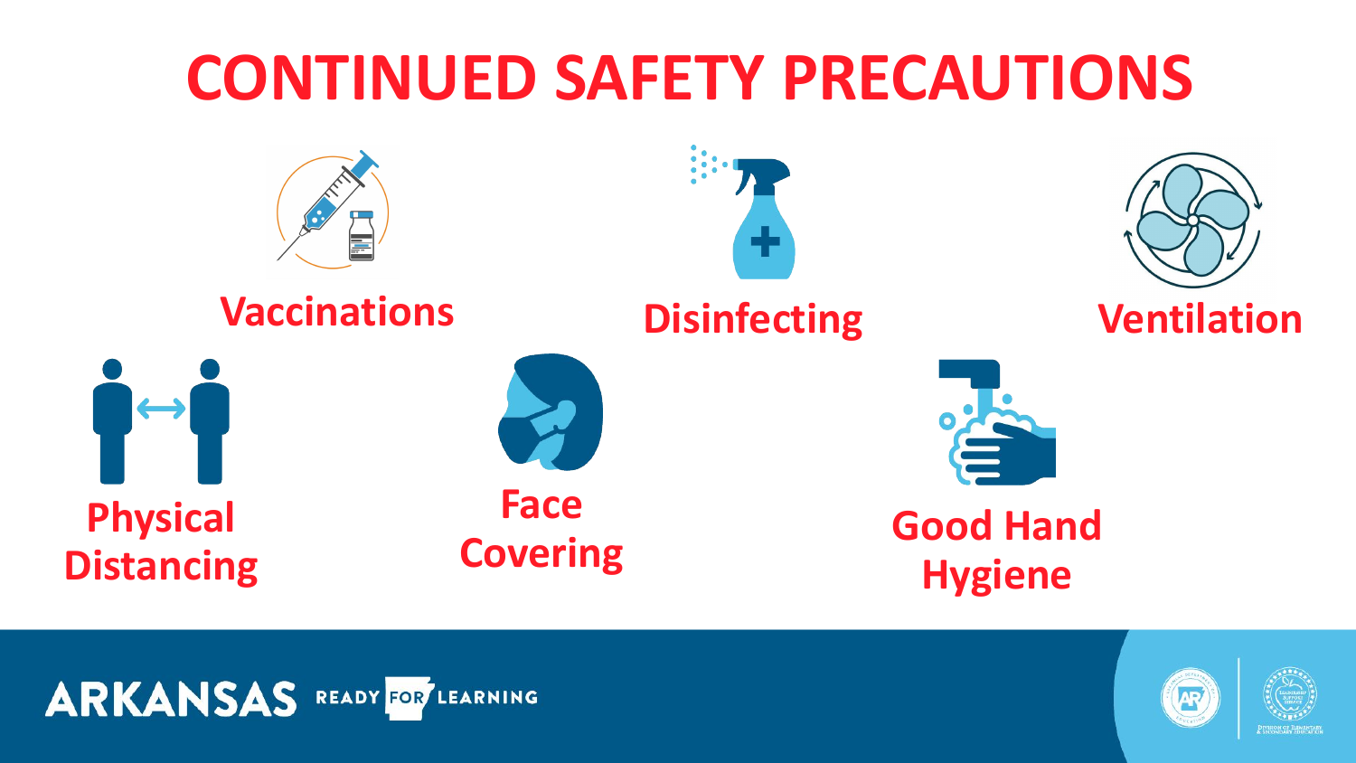# CONTINUED SAFETY PRECAUTIONS

- Vaccinations
- Disinfecting
- Ventilation
- Physical Distancing
- Face Covering
- Good Hand Hygiene

ARKANSAS READY FOR LEARNING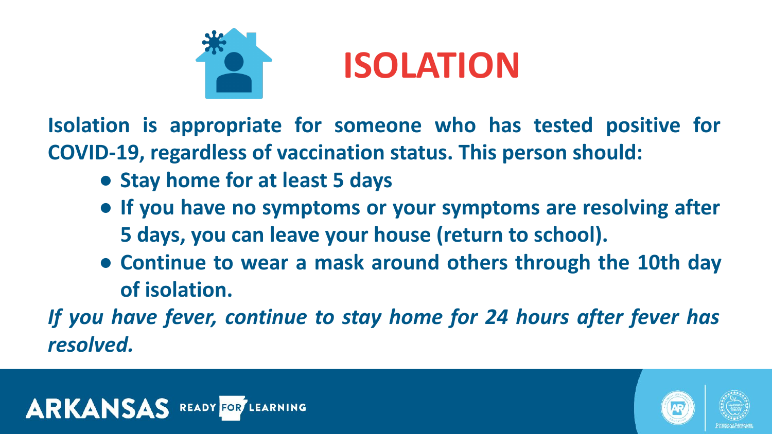# ISOLATION

**Isolation is appropriate for someone who has tested positive for COVID-19, regardless of vaccination status. This person should:**

- **Stay home for at least 5 days**
- **If you have no symptoms or your symptoms are resolving after 5 days, you can leave your house (return to school).**
- **Continue to wear a mask around others through the 10th day of isolation.**

***If you have fever, continue to stay home for 24 hours after fever has resolved.***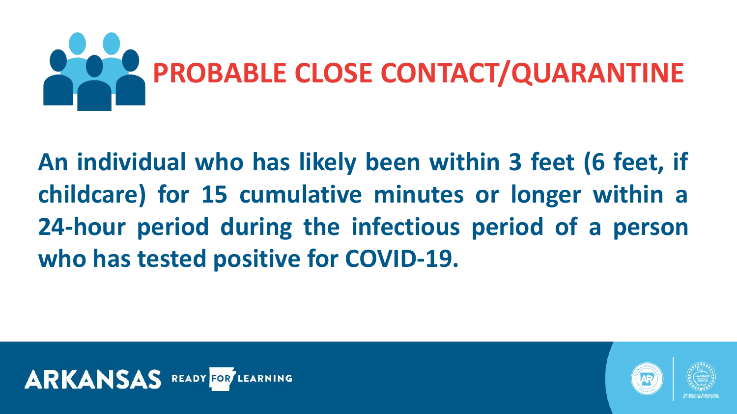# PROBABLE CLOSE CONTACT/QUARANTINE

**An individual who has likely been within 3 feet (6 feet, if childcare) for 15 cumulative minutes or longer within a 24-hour period during the infectious period of a person who has tested positive for COVID-19.**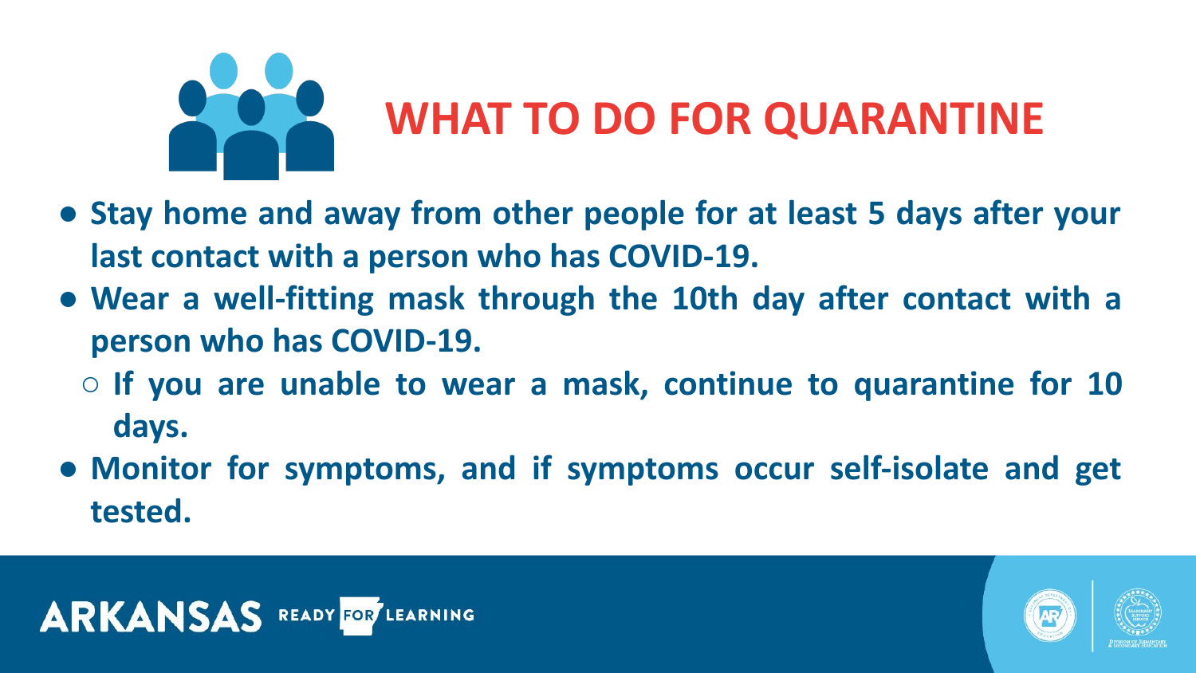# WHAT TO DO FOR QUARANTINE

- **Stay home and away from other people for at least 5 days after your last contact with a person who has COVID-19.**
- **Wear a well-fitting mask through the 10th day after contact with a person who has COVID-19.**
  - **If you are unable to wear a mask, continue to quarantine for 10 days.**
- **Monitor for symptoms, and if symptoms occur self-isolate and get tested.**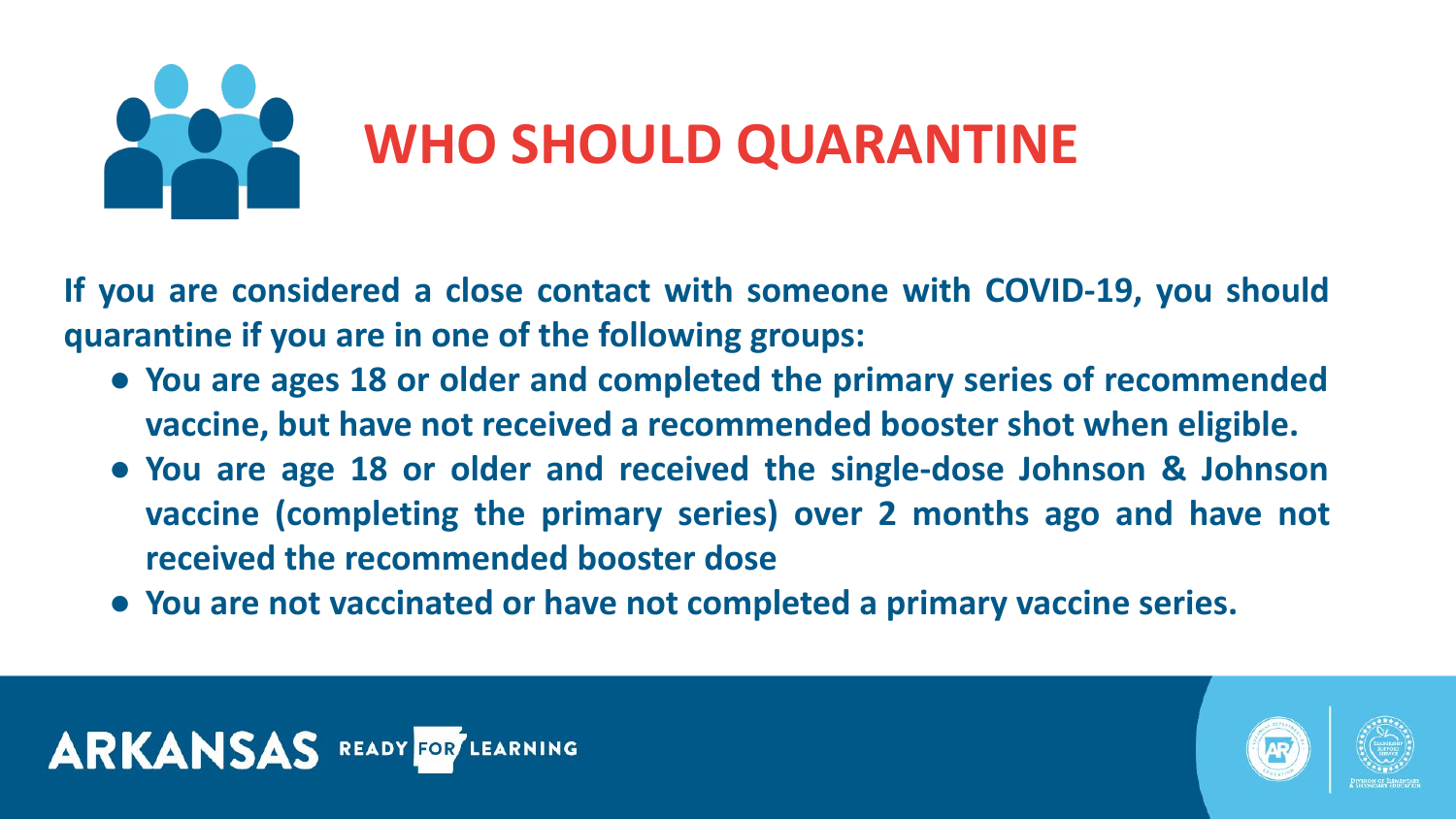# WHO SHOULD QUARANTINE

**If you are considered a close contact with someone with COVID-19, you should quarantine if you are in one of the following groups:**

- **You are ages 18 or older and completed the primary series of recommended vaccine, but have not received a recommended booster shot when eligible.**
- **You are age 18 or older and received the single-dose Johnson & Johnson vaccine (completing the primary series) over 2 months ago and have not received the recommended booster dose**
- **You are not vaccinated or have not completed a primary vaccine series.**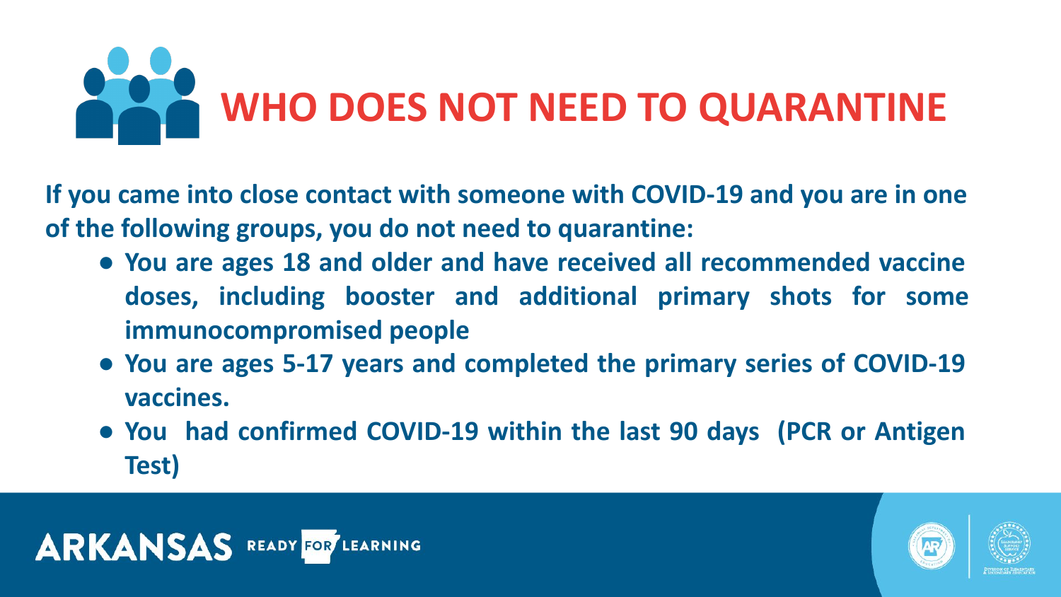# WHO DOES NOT NEED TO QUARANTINE

**If you came into close contact with someone with COVID-19 and you are in one of the following groups, you do not need to quarantine:**

- **You are ages 18 and older and have received all recommended vaccine doses, including booster and additional primary shots for some immunocompromised people**
- **You are ages 5-17 years and completed the primary series of COVID-19 vaccines.**
- **You had confirmed COVID-19 within the last 90 days (PCR or Antigen Test)**

ARKANSAS READY FOR LEARNING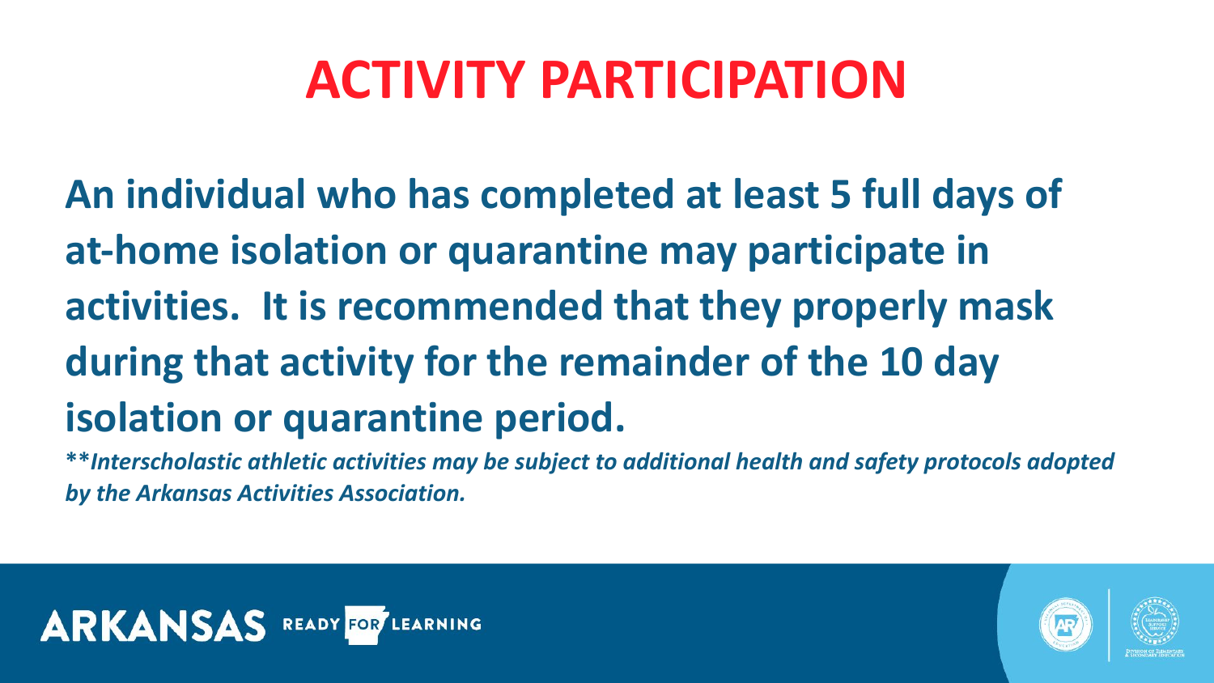# ACTIVITY PARTICIPATION

**An individual who has completed at least 5 full days of at-home isolation or quarantine may participate in activities. It is recommended that they properly mask during that activity for the remainder of the 10 day isolation or quarantine period.**

***Interscholastic athletic activities may be subject to additional health and safety protocols adopted by the Arkansas Activities Association.**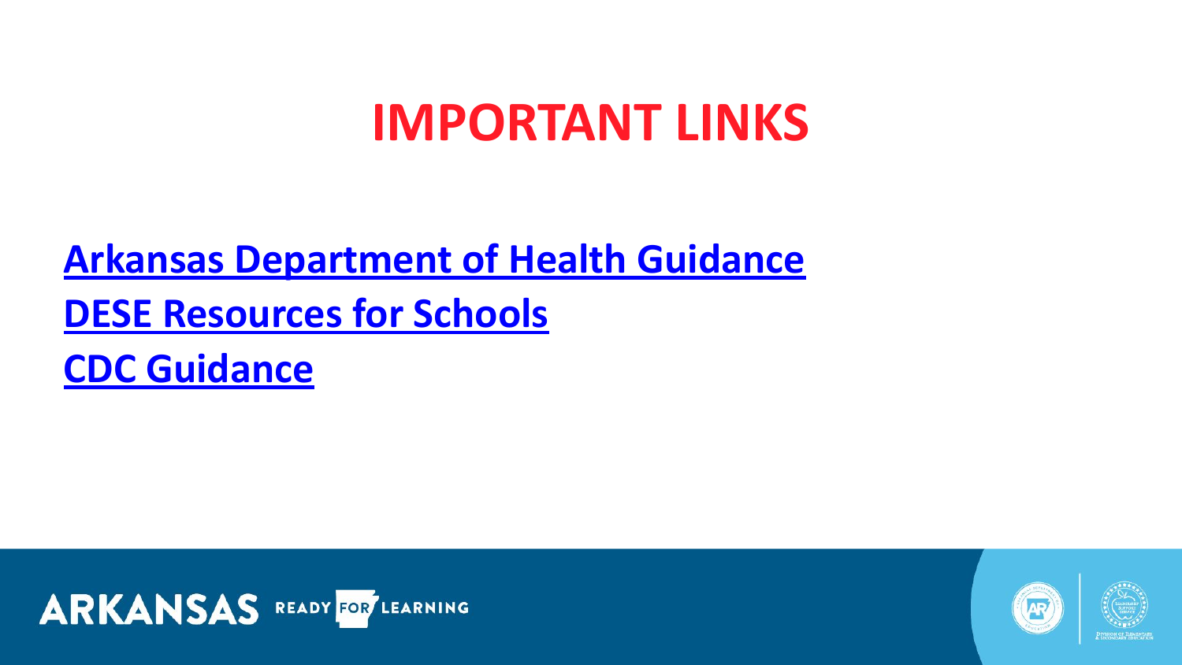# IMPORTANT LINKS

Arkansas Department of Health Guidance

DESE Resources for Schools

CDC Guidance